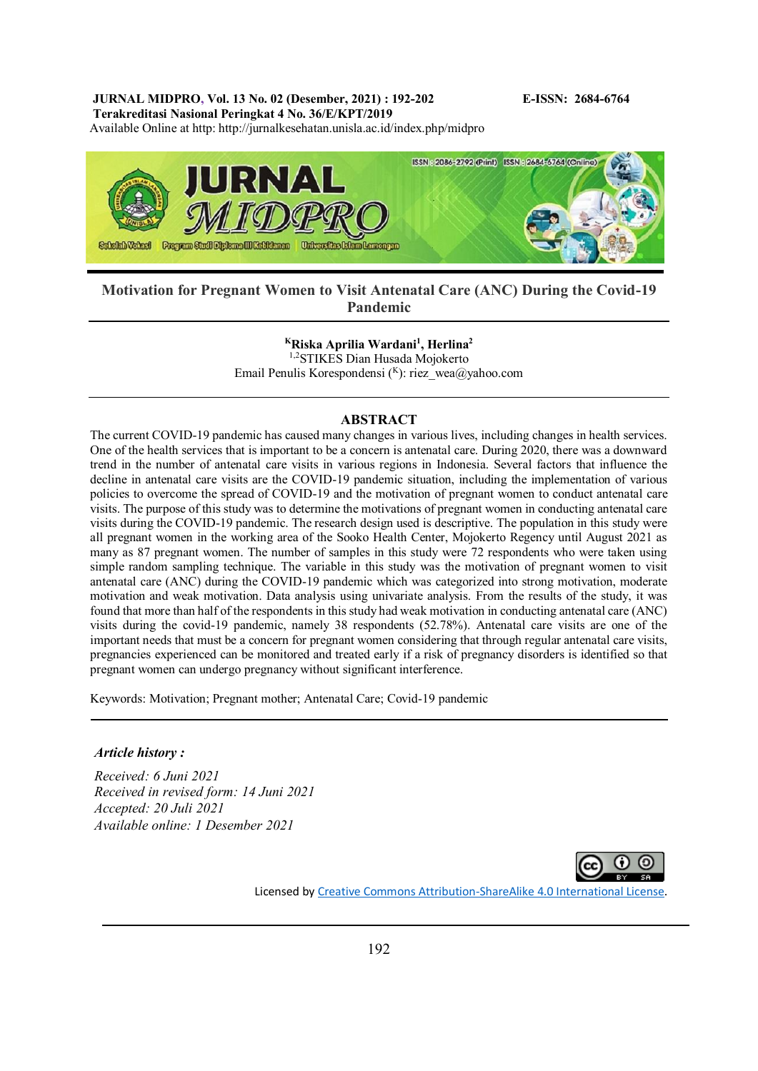# Motivation for Pregnant Women to Visit Antenatal Care (ANC) During the Covid-19 Pandemic

**[K]Riska Aprilia Wardani[1], Herlina[2]**
[1,2]STIKES Dian Husada Mojokerto
Email Penulis Korespondensi ([K]): riez_wea@yahoo.com

## ABSTRACT

The current COVID-19 pandemic has caused many changes in various lives, including changes in health services. One of the health services that is important to be a concern is antenatal care. During 2020, there was a downward trend in the number of antenatal care visits in various regions in Indonesia. Several factors that influence the decline in antenatal care visits are the COVID-19 pandemic situation, including the implementation of various policies to overcome the spread of COVID-19 and the motivation of pregnant women to conduct antenatal care visits. The purpose of this study was to determine the motivations of pregnant women in conducting antenatal care visits during the COVID-19 pandemic. The research design used is descriptive. The population in this study were all pregnant women in the working area of the Sooko Health Center, Mojokerto Regency until August 2021 as many as 87 pregnant women. The number of samples in this study were 72 respondents who were taken using simple random sampling technique. The variable in this study was the motivation of pregnant women to visit antenatal care (ANC) during the COVID-19 pandemic which was categorized into strong motivation, moderate motivation and weak motivation. Data analysis using univariate analysis. From the results of the study, it was found that more than half of the respondents in this study had weak motivation in conducting antenatal care (ANC) visits during the covid-19 pandemic, namely 38 respondents (52.78%). Antenatal care visits are one of the important needs that must be a concern for pregnant women considering that through regular antenatal care visits, pregnancies experienced can be monitored and treated early if a risk of pregnancy disorders is identified so that pregnant women can undergo pregnancy without significant interference.

Keywords: Motivation; Pregnant mother; Antenatal Care; Covid-19 pandemic

***Article history :***

*Received: 6 Juni 2021*
*Received in revised form: 14 Juni 2021*
*Accepted: 20 Juli 2021*
*Available online: 1 Desember 2021*

Licensed by Creative Commons Attribution-ShareAlike 4.0 International License.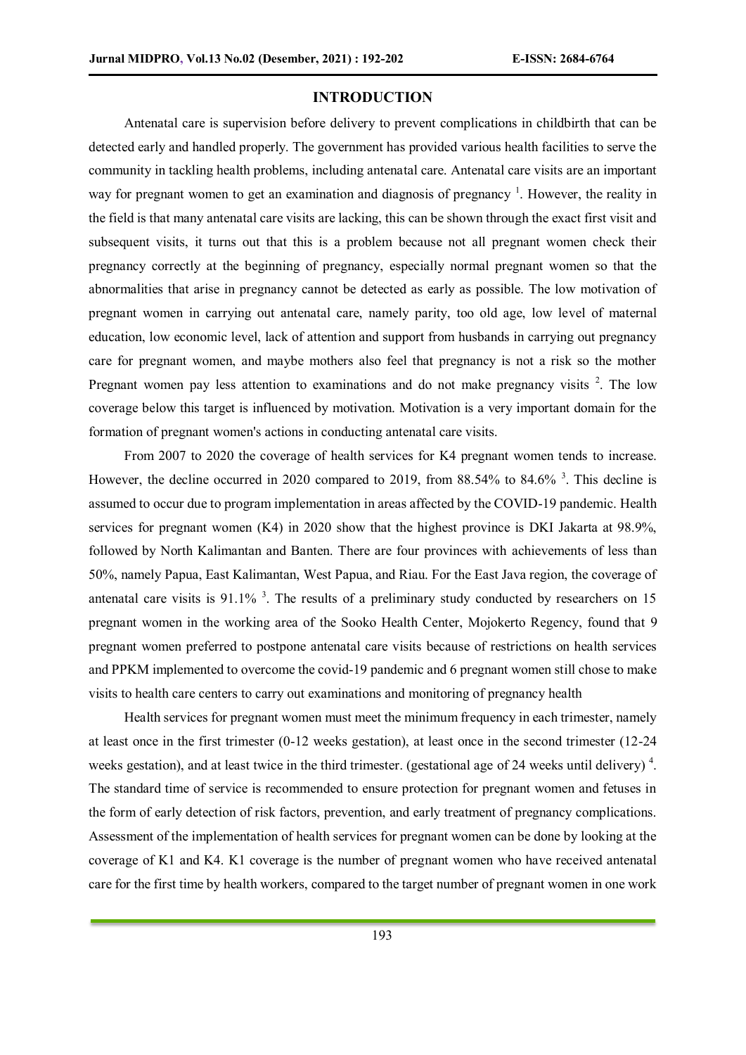## INTRODUCTION

Antenatal care is supervision before delivery to prevent complications in childbirth that can be detected early and handled properly. The government has provided various health facilities to serve the community in tackling health problems, including antenatal care. Antenatal care visits are an important way for pregnant women to get an examination and diagnosis of pregnancy [1]. However, the reality in the field is that many antenatal care visits are lacking, this can be shown through the exact first visit and subsequent visits, it turns out that this is a problem because not all pregnant women check their pregnancy correctly at the beginning of pregnancy, especially normal pregnant women so that the abnormalities that arise in pregnancy cannot be detected as early as possible. The low motivation of pregnant women in carrying out antenatal care, namely parity, too old age, low level of maternal education, low economic level, lack of attention and support from husbands in carrying out pregnancy care for pregnant women, and maybe mothers also feel that pregnancy is not a risk so the mother Pregnant women pay less attention to examinations and do not make pregnancy visits [2]. The low coverage below this target is influenced by motivation. Motivation is a very important domain for the formation of pregnant women's actions in conducting antenatal care visits.

From 2007 to 2020 the coverage of health services for K4 pregnant women tends to increase. However, the decline occurred in 2020 compared to 2019, from 88.54% to 84.6% [3]. This decline is assumed to occur due to program implementation in areas affected by the COVID-19 pandemic. Health services for pregnant women (K4) in 2020 show that the highest province is DKI Jakarta at 98.9%, followed by North Kalimantan and Banten. There are four provinces with achievements of less than 50%, namely Papua, East Kalimantan, West Papua, and Riau. For the East Java region, the coverage of antenatal care visits is 91.1% [3]. The results of a preliminary study conducted by researchers on 15 pregnant women in the working area of the Sooko Health Center, Mojokerto Regency, found that 9 pregnant women preferred to postpone antenatal care visits because of restrictions on health services and PPKM implemented to overcome the covid-19 pandemic and 6 pregnant women still chose to make visits to health care centers to carry out examinations and monitoring of pregnancy health

Health services for pregnant women must meet the minimum frequency in each trimester, namely at least once in the first trimester (0-12 weeks gestation), at least once in the second trimester (12-24 weeks gestation), and at least twice in the third trimester. (gestational age of 24 weeks until delivery) [4]. The standard time of service is recommended to ensure protection for pregnant women and fetuses in the form of early detection of risk factors, prevention, and early treatment of pregnancy complications. Assessment of the implementation of health services for pregnant women can be done by looking at the coverage of K1 and K4. K1 coverage is the number of pregnant women who have received antenatal care for the first time by health workers, compared to the target number of pregnant women in one work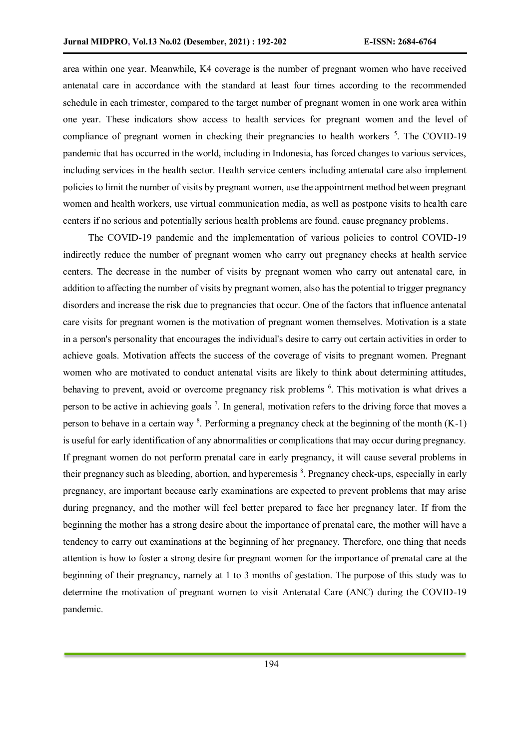area within one year. Meanwhile, K4 coverage is the number of pregnant women who have received antenatal care in accordance with the standard at least four times according to the recommended schedule in each trimester, compared to the target number of pregnant women in one work area within one year. These indicators show access to health services for pregnant women and the level of compliance of pregnant women in checking their pregnancies to health workers [5]. The COVID-19 pandemic that has occurred in the world, including in Indonesia, has forced changes to various services, including services in the health sector. Health service centers including antenatal care also implement policies to limit the number of visits by pregnant women, use the appointment method between pregnant women and health workers, use virtual communication media, as well as postpone visits to health care centers if no serious and potentially serious health problems are found. cause pregnancy problems.

The COVID-19 pandemic and the implementation of various policies to control COVID-19 indirectly reduce the number of pregnant women who carry out pregnancy checks at health service centers. The decrease in the number of visits by pregnant women who carry out antenatal care, in addition to affecting the number of visits by pregnant women, also has the potential to trigger pregnancy disorders and increase the risk due to pregnancies that occur. One of the factors that influence antenatal care visits for pregnant women is the motivation of pregnant women themselves. Motivation is a state in a person's personality that encourages the individual's desire to carry out certain activities in order to achieve goals. Motivation affects the success of the coverage of visits to pregnant women. Pregnant women who are motivated to conduct antenatal visits are likely to think about determining attitudes, behaving to prevent, avoid or overcome pregnancy risk problems [6]. This motivation is what drives a person to be active in achieving goals [7]. In general, motivation refers to the driving force that moves a person to behave in a certain way [8]. Performing a pregnancy check at the beginning of the month (K-1) is useful for early identification of any abnormalities or complications that may occur during pregnancy. If pregnant women do not perform prenatal care in early pregnancy, it will cause several problems in their pregnancy such as bleeding, abortion, and hyperemesis [8]. Pregnancy check-ups, especially in early pregnancy, are important because early examinations are expected to prevent problems that may arise during pregnancy, and the mother will feel better prepared to face her pregnancy later. If from the beginning the mother has a strong desire about the importance of prenatal care, the mother will have a tendency to carry out examinations at the beginning of her pregnancy. Therefore, one thing that needs attention is how to foster a strong desire for pregnant women for the importance of prenatal care at the beginning of their pregnancy, namely at 1 to 3 months of gestation. The purpose of this study was to determine the motivation of pregnant women to visit Antenatal Care (ANC) during the COVID-19 pandemic.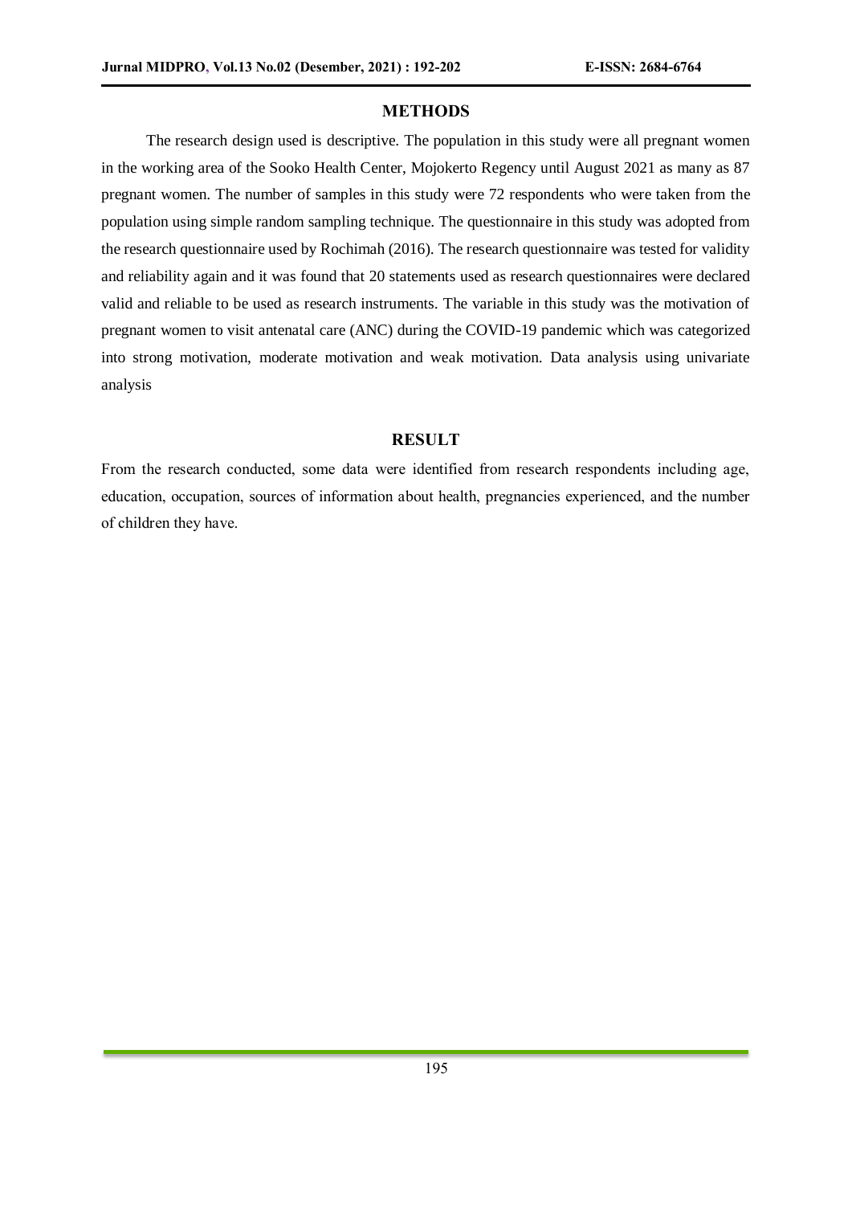## METHODS

The research design used is descriptive. The population in this study were all pregnant women in the working area of the Sooko Health Center, Mojokerto Regency until August 2021 as many as 87 pregnant women. The number of samples in this study were 72 respondents who were taken from the population using simple random sampling technique. The questionnaire in this study was adopted from the research questionnaire used by Rochimah (2016). The research questionnaire was tested for validity and reliability again and it was found that 20 statements used as research questionnaires were declared valid and reliable to be used as research instruments. The variable in this study was the motivation of pregnant women to visit antenatal care (ANC) during the COVID-19 pandemic which was categorized into strong motivation, moderate motivation and weak motivation. Data analysis using univariate analysis

## RESULT

From the research conducted, some data were identified from research respondents including age, education, occupation, sources of information about health, pregnancies experienced, and the number of children they have.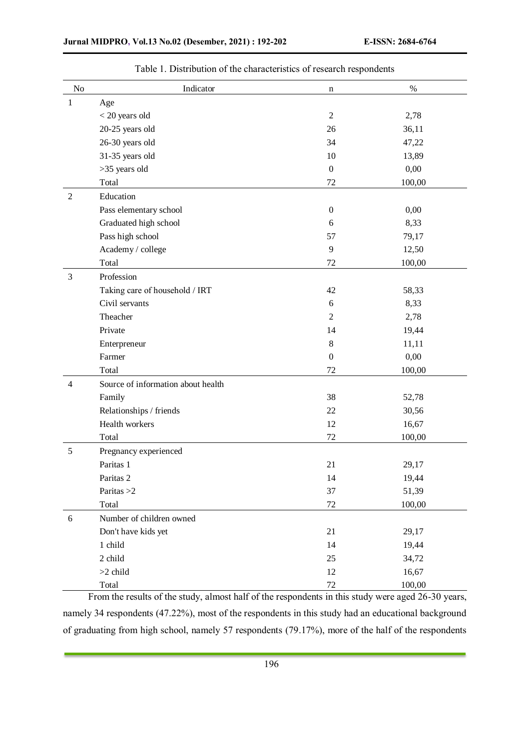Table 1. Distribution of the characteristics of research respondents

| No | Indicator | n | % |
|---|---|---|---|
| 1 | Age | | |
| | < 20 years old | 2 | 2,78 |
| | 20-25 years old | 26 | 36,11 |
| | 26-30 years old | 34 | 47,22 |
| | 31-35 years old | 10 | 13,89 |
| | >35 years old | 0 | 0,00 |
| | Total | 72 | 100,00 |
| 2 | Education | | |
| | Pass elementary school | 0 | 0,00 |
| | Graduated high school | 6 | 8,33 |
| | Pass high school | 57 | 79,17 |
| | Academy / college | 9 | 12,50 |
| | Total | 72 | 100,00 |
| 3 | Profession | | |
| | Taking care of household / IRT | 42 | 58,33 |
| | Civil servants | 6 | 8,33 |
| | Theacher | 2 | 2,78 |
| | Private | 14 | 19,44 |
| | Enterpreneur | 8 | 11,11 |
| | Farmer | 0 | 0,00 |
| | Total | 72 | 100,00 |
| 4 | Source of information about health | | |
| | Family | 38 | 52,78 |
| | Relationships / friends | 22 | 30,56 |
| | Health workers | 12 | 16,67 |
| | Total | 72 | 100,00 |
| 5 | Pregnancy experienced | | |
| | Paritas 1 | 21 | 29,17 |
| | Paritas 2 | 14 | 19,44 |
| | Paritas >2 | 37 | 51,39 |
| | Total | 72 | 100,00 |
| 6 | Number of children owned | | |
| | Don't have kids yet | 21 | 29,17 |
| | 1 child | 14 | 19,44 |
| | 2 child | 25 | 34,72 |
| | >2 child | 12 | 16,67 |
| | Total | 72 | 100,00 |

From the results of the study, almost half of the respondents in this study were aged 26-30 years, namely 34 respondents (47.22%), most of the respondents in this study had an educational background of graduating from high school, namely 57 respondents (79.17%), more of the half of the respondents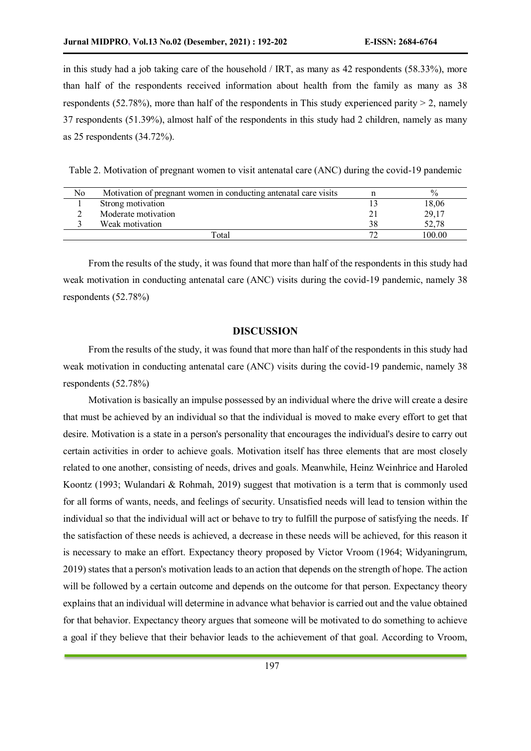in this study had a job taking care of the household / IRT, as many as 42 respondents (58.33%), more than half of the respondents received information about health from the family as many as 38 respondents (52.78%), more than half of the respondents in This study experienced parity > 2, namely 37 respondents (51.39%), almost half of the respondents in this study had 2 children, namely as many as 25 respondents (34.72%).

Table 2. Motivation of pregnant women to visit antenatal care (ANC) during the covid-19 pandemic

| No | Motivation of pregnant women in conducting antenatal care visits | n | % |
|---|---|---|---|
| 1 | Strong motivation | 13 | 18,06 |
| 2 | Moderate motivation | 21 | 29,17 |
| 3 | Weak motivation | 38 | 52,78 |
| | Total | 72 | 100.00 |

From the results of the study, it was found that more than half of the respondents in this study had weak motivation in conducting antenatal care (ANC) visits during the covid-19 pandemic, namely 38 respondents (52.78%)

## DISCUSSION

From the results of the study, it was found that more than half of the respondents in this study had weak motivation in conducting antenatal care (ANC) visits during the covid-19 pandemic, namely 38 respondents (52.78%)

Motivation is basically an impulse possessed by an individual where the drive will create a desire that must be achieved by an individual so that the individual is moved to make every effort to get that desire. Motivation is a state in a person's personality that encourages the individual's desire to carry out certain activities in order to achieve goals. Motivation itself has three elements that are most closely related to one another, consisting of needs, drives and goals. Meanwhile, Heinz Weinhrice and Haroled Koontz (1993; Wulandari & Rohmah, 2019) suggest that motivation is a term that is commonly used for all forms of wants, needs, and feelings of security. Unsatisfied needs will lead to tension within the individual so that the individual will act or behave to try to fulfill the purpose of satisfying the needs. If the satisfaction of these needs is achieved, a decrease in these needs will be achieved, for this reason it is necessary to make an effort. Expectancy theory proposed by Victor Vroom (1964; Widyaningrum, 2019) states that a person's motivation leads to an action that depends on the strength of hope. The action will be followed by a certain outcome and depends on the outcome for that person. Expectancy theory explains that an individual will determine in advance what behavior is carried out and the value obtained for that behavior. Expectancy theory argues that someone will be motivated to do something to achieve a goal if they believe that their behavior leads to the achievement of that goal. According to Vroom,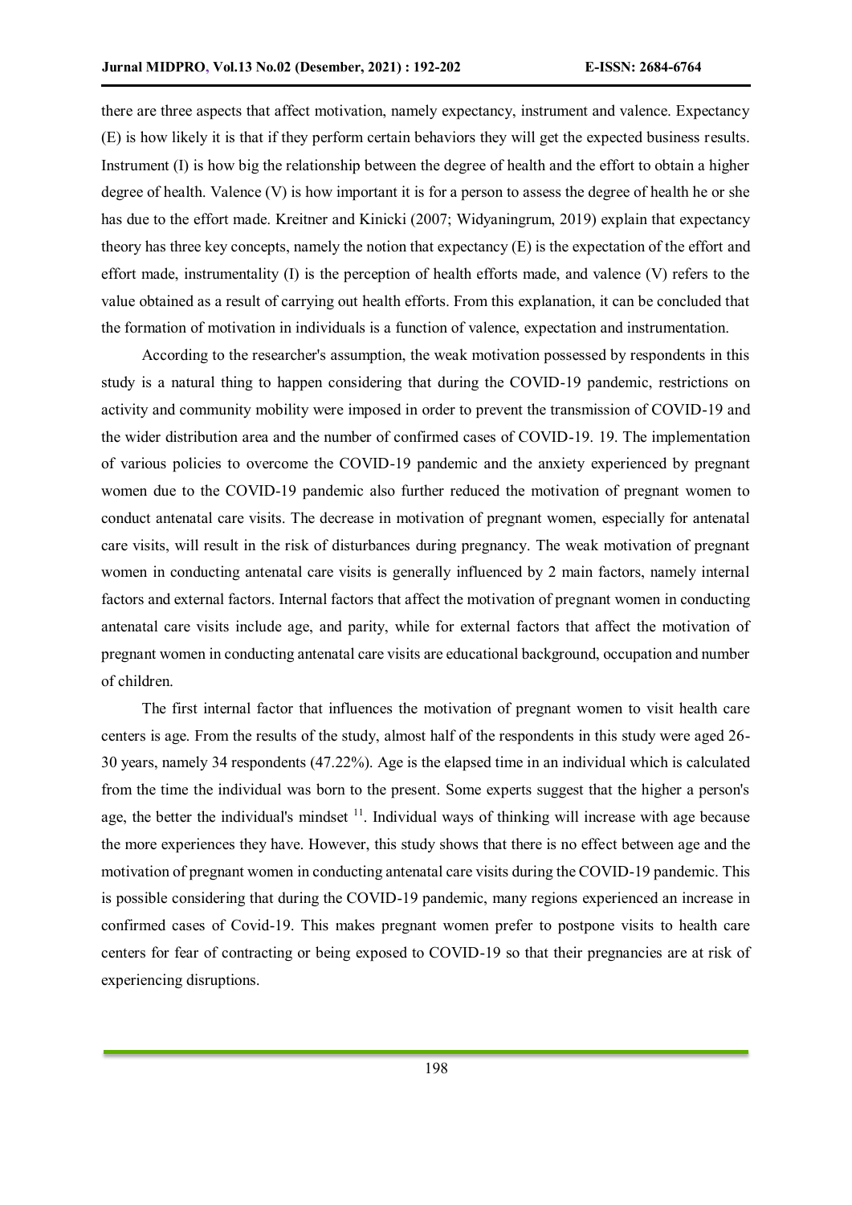there are three aspects that affect motivation, namely expectancy, instrument and valence. Expectancy (E) is how likely it is that if they perform certain behaviors they will get the expected business results. Instrument (I) is how big the relationship between the degree of health and the effort to obtain a higher degree of health. Valence (V) is how important it is for a person to assess the degree of health he or she has due to the effort made. Kreitner and Kinicki (2007; Widyaningrum, 2019) explain that expectancy theory has three key concepts, namely the notion that expectancy (E) is the expectation of the effort and effort made, instrumentality (I) is the perception of health efforts made, and valence (V) refers to the value obtained as a result of carrying out health efforts. From this explanation, it can be concluded that the formation of motivation in individuals is a function of valence, expectation and instrumentation.

According to the researcher's assumption, the weak motivation possessed by respondents in this study is a natural thing to happen considering that during the COVID-19 pandemic, restrictions on activity and community mobility were imposed in order to prevent the transmission of COVID-19 and the wider distribution area and the number of confirmed cases of COVID-19. 19. The implementation of various policies to overcome the COVID-19 pandemic and the anxiety experienced by pregnant women due to the COVID-19 pandemic also further reduced the motivation of pregnant women to conduct antenatal care visits. The decrease in motivation of pregnant women, especially for antenatal care visits, will result in the risk of disturbances during pregnancy. The weak motivation of pregnant women in conducting antenatal care visits is generally influenced by 2 main factors, namely internal factors and external factors. Internal factors that affect the motivation of pregnant women in conducting antenatal care visits include age, and parity, while for external factors that affect the motivation of pregnant women in conducting antenatal care visits are educational background, occupation and number of children.

The first internal factor that influences the motivation of pregnant women to visit health care centers is age. From the results of the study, almost half of the respondents in this study were aged 26-30 years, namely 34 respondents (47.22%). Age is the elapsed time in an individual which is calculated from the time the individual was born to the present. Some experts suggest that the higher a person's age, the better the individual's mindset [11]. Individual ways of thinking will increase with age because the more experiences they have. However, this study shows that there is no effect between age and the motivation of pregnant women in conducting antenatal care visits during the COVID-19 pandemic. This is possible considering that during the COVID-19 pandemic, many regions experienced an increase in confirmed cases of Covid-19. This makes pregnant women prefer to postpone visits to health care centers for fear of contracting or being exposed to COVID-19 so that their pregnancies are at risk of experiencing disruptions.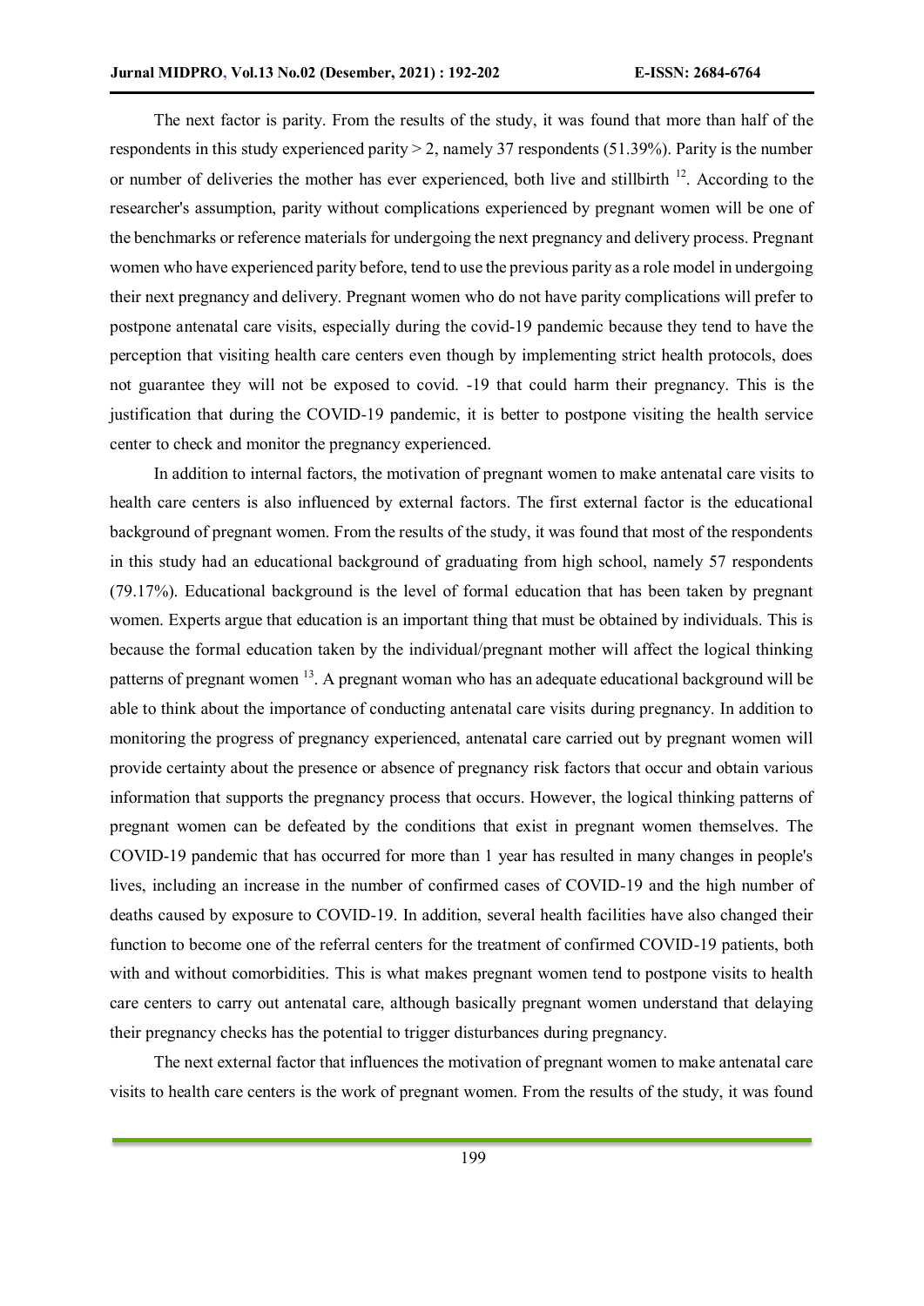The next factor is parity. From the results of the study, it was found that more than half of the respondents in this study experienced parity > 2, namely 37 respondents (51.39%). Parity is the number or number of deliveries the mother has ever experienced, both live and stillbirth [12]. According to the researcher's assumption, parity without complications experienced by pregnant women will be one of the benchmarks or reference materials for undergoing the next pregnancy and delivery process. Pregnant women who have experienced parity before, tend to use the previous parity as a role model in undergoing their next pregnancy and delivery. Pregnant women who do not have parity complications will prefer to postpone antenatal care visits, especially during the covid-19 pandemic because they tend to have the perception that visiting health care centers even though by implementing strict health protocols, does not guarantee they will not be exposed to covid. -19 that could harm their pregnancy. This is the justification that during the COVID-19 pandemic, it is better to postpone visiting the health service center to check and monitor the pregnancy experienced.

In addition to internal factors, the motivation of pregnant women to make antenatal care visits to health care centers is also influenced by external factors. The first external factor is the educational background of pregnant women. From the results of the study, it was found that most of the respondents in this study had an educational background of graduating from high school, namely 57 respondents (79.17%). Educational background is the level of formal education that has been taken by pregnant women. Experts argue that education is an important thing that must be obtained by individuals. This is because the formal education taken by the individual/pregnant mother will affect the logical thinking patterns of pregnant women [13]. A pregnant woman who has an adequate educational background will be able to think about the importance of conducting antenatal care visits during pregnancy. In addition to monitoring the progress of pregnancy experienced, antenatal care carried out by pregnant women will provide certainty about the presence or absence of pregnancy risk factors that occur and obtain various information that supports the pregnancy process that occurs. However, the logical thinking patterns of pregnant women can be defeated by the conditions that exist in pregnant women themselves. The COVID-19 pandemic that has occurred for more than 1 year has resulted in many changes in people's lives, including an increase in the number of confirmed cases of COVID-19 and the high number of deaths caused by exposure to COVID-19. In addition, several health facilities have also changed their function to become one of the referral centers for the treatment of confirmed COVID-19 patients, both with and without comorbidities. This is what makes pregnant women tend to postpone visits to health care centers to carry out antenatal care, although basically pregnant women understand that delaying their pregnancy checks has the potential to trigger disturbances during pregnancy.

The next external factor that influences the motivation of pregnant women to make antenatal care visits to health care centers is the work of pregnant women. From the results of the study, it was found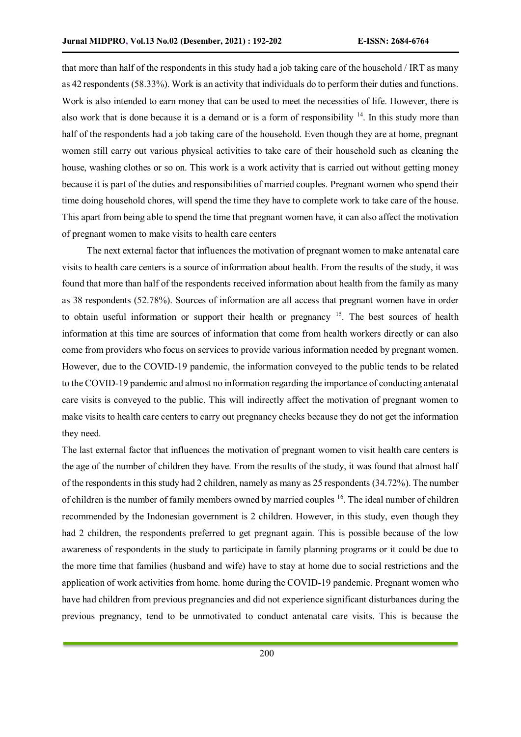that more than half of the respondents in this study had a job taking care of the household / IRT as many as 42 respondents (58.33%). Work is an activity that individuals do to perform their duties and functions. Work is also intended to earn money that can be used to meet the necessities of life. However, there is also work that is done because it is a demand or is a form of responsibility [14]. In this study more than half of the respondents had a job taking care of the household. Even though they are at home, pregnant women still carry out various physical activities to take care of their household such as cleaning the house, washing clothes or so on. This work is a work activity that is carried out without getting money because it is part of the duties and responsibilities of married couples. Pregnant women who spend their time doing household chores, will spend the time they have to complete work to take care of the house. This apart from being able to spend the time that pregnant women have, it can also affect the motivation of pregnant women to make visits to health care centers

The next external factor that influences the motivation of pregnant women to make antenatal care visits to health care centers is a source of information about health. From the results of the study, it was found that more than half of the respondents received information about health from the family as many as 38 respondents (52.78%). Sources of information are all access that pregnant women have in order to obtain useful information or support their health or pregnancy [15]. The best sources of health information at this time are sources of information that come from health workers directly or can also come from providers who focus on services to provide various information needed by pregnant women. However, due to the COVID-19 pandemic, the information conveyed to the public tends to be related to the COVID-19 pandemic and almost no information regarding the importance of conducting antenatal care visits is conveyed to the public. This will indirectly affect the motivation of pregnant women to make visits to health care centers to carry out pregnancy checks because they do not get the information they need.

The last external factor that influences the motivation of pregnant women to visit health care centers is the age of the number of children they have. From the results of the study, it was found that almost half of the respondents in this study had 2 children, namely as many as 25 respondents (34.72%). The number of children is the number of family members owned by married couples [16]. The ideal number of children recommended by the Indonesian government is 2 children. However, in this study, even though they had 2 children, the respondents preferred to get pregnant again. This is possible because of the low awareness of respondents in the study to participate in family planning programs or it could be due to the more time that families (husband and wife) have to stay at home due to social restrictions and the application of work activities from home. home during the COVID-19 pandemic. Pregnant women who have had children from previous pregnancies and did not experience significant disturbances during the previous pregnancy, tend to be unmotivated to conduct antenatal care visits. This is because the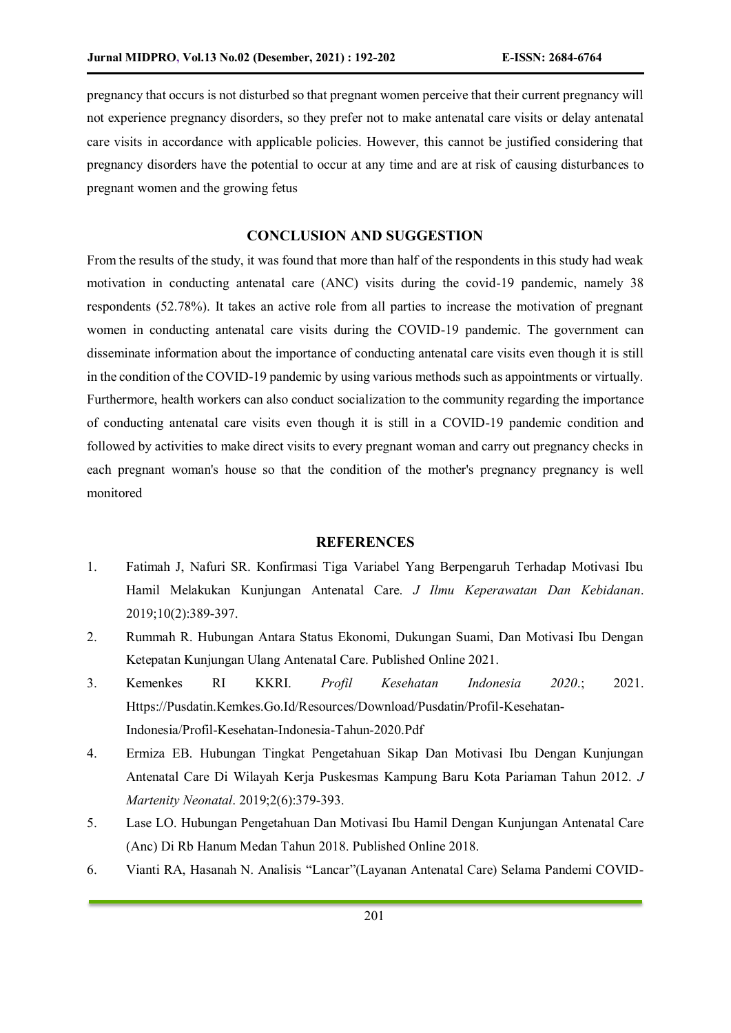pregnancy that occurs is not disturbed so that pregnant women perceive that their current pregnancy will not experience pregnancy disorders, so they prefer not to make antenatal care visits or delay antenatal care visits in accordance with applicable policies. However, this cannot be justified considering that pregnancy disorders have the potential to occur at any time and are at risk of causing disturbances to pregnant women and the growing fetus

## CONCLUSION AND SUGGESTION

From the results of the study, it was found that more than half of the respondents in this study had weak motivation in conducting antenatal care (ANC) visits during the covid-19 pandemic, namely 38 respondents (52.78%). It takes an active role from all parties to increase the motivation of pregnant women in conducting antenatal care visits during the COVID-19 pandemic. The government can disseminate information about the importance of conducting antenatal care visits even though it is still in the condition of the COVID-19 pandemic by using various methods such as appointments or virtually. Furthermore, health workers can also conduct socialization to the community regarding the importance of conducting antenatal care visits even though it is still in a COVID-19 pandemic condition and followed by activities to make direct visits to every pregnant woman and carry out pregnancy checks in each pregnant woman's house so that the condition of the mother's pregnancy pregnancy is well monitored

## REFERENCES

1. Fatimah J, Nafuri SR. Konfirmasi Tiga Variabel Yang Berpengaruh Terhadap Motivasi Ibu Hamil Melakukan Kunjungan Antenatal Care. *J Ilmu Keperawatan Dan Kebidanan*. 2019;10(2):389-397.
2. Rummah R. Hubungan Antara Status Ekonomi, Dukungan Suami, Dan Motivasi Ibu Dengan Ketepatan Kunjungan Ulang Antenatal Care. Published Online 2021.
3. Kemenkes RI KKRI. *Profil Kesehatan Indonesia 2020*.; 2021. Https://Pusdatin.Kemkes.Go.Id/Resources/Download/Pusdatin/Profil-Kesehatan-Indonesia/Profil-Kesehatan-Indonesia-Tahun-2020.Pdf
4. Ermiza EB. Hubungan Tingkat Pengetahuan Sikap Dan Motivasi Ibu Dengan Kunjungan Antenatal Care Di Wilayah Kerja Puskesmas Kampung Baru Kota Pariaman Tahun 2012. *J Martenity Neonatal*. 2019;2(6):379-393.
5. Lase LO. Hubungan Pengetahuan Dan Motivasi Ibu Hamil Dengan Kunjungan Antenatal Care (Anc) Di Rb Hanum Medan Tahun 2018. Published Online 2018.
6. Vianti RA, Hasanah N. Analisis "Lancar"(Layanan Antenatal Care) Selama Pandemi COVID-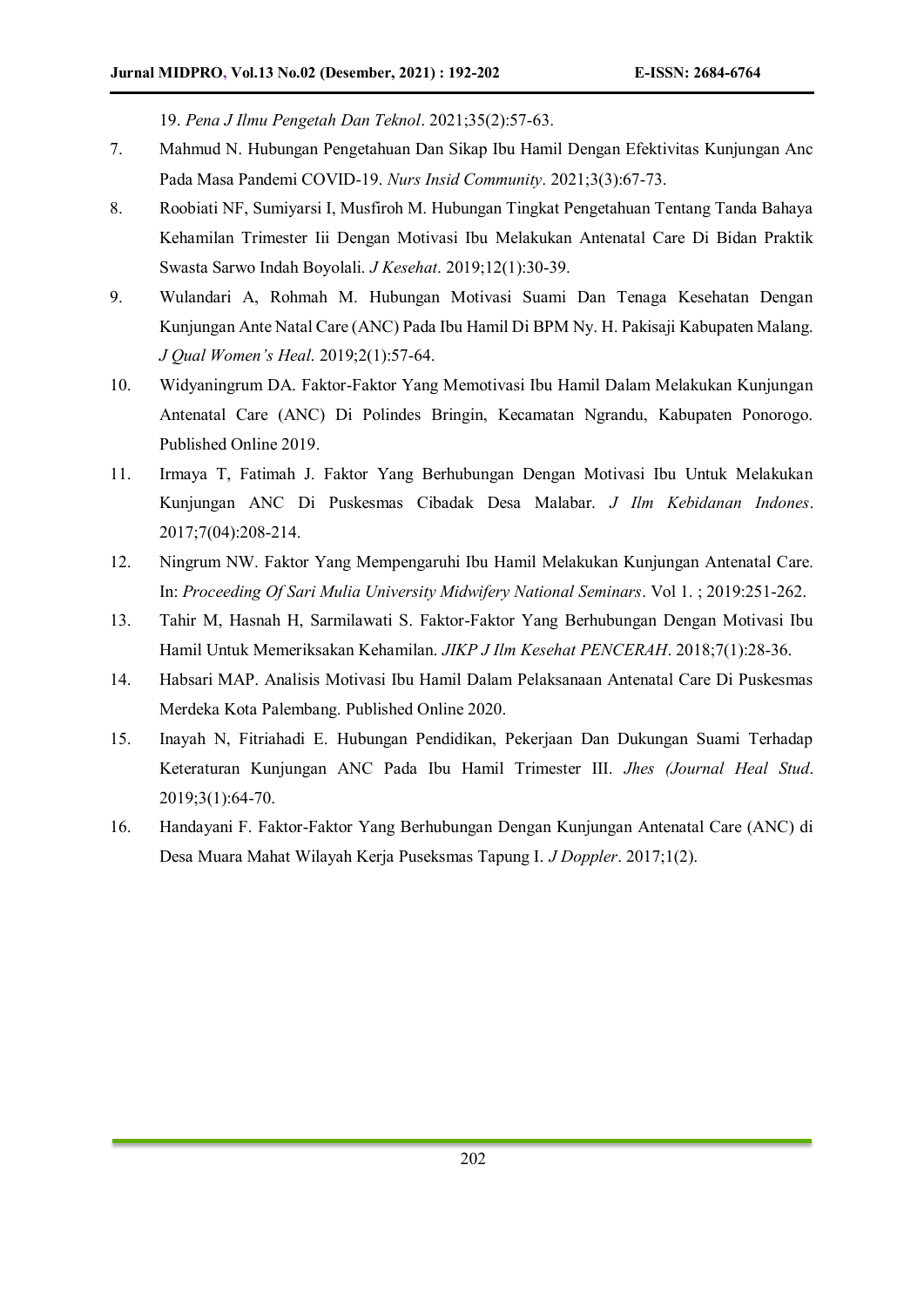19. *Pena J Ilmu Pengetah Dan Teknol*. 2021;35(2):57-63.

7. Mahmud N. Hubungan Pengetahuan Dan Sikap Ibu Hamil Dengan Efektivitas Kunjungan Anc Pada Masa Pandemi COVID-19. *Nurs Insid Community*. 2021;3(3):67-73.
8. Roobiati NF, Sumiyarsi I, Musfiroh M. Hubungan Tingkat Pengetahuan Tentang Tanda Bahaya Kehamilan Trimester Iii Dengan Motivasi Ibu Melakukan Antenatal Care Di Bidan Praktik Swasta Sarwo Indah Boyolali. *J Kesehat*. 2019;12(1):30-39.
9. Wulandari A, Rohmah M. Hubungan Motivasi Suami Dan Tenaga Kesehatan Dengan Kunjungan Ante Natal Care (ANC) Pada Ibu Hamil Di BPM Ny. H. Pakisaji Kabupaten Malang. *J Qual Women's Heal*. 2019;2(1):57-64.
10. Widyaningrum DA. Faktor-Faktor Yang Memotivasi Ibu Hamil Dalam Melakukan Kunjungan Antenatal Care (ANC) Di Polindes Bringin, Kecamatan Ngrandu, Kabupaten Ponorogo. Published Online 2019.
11. Irmaya T, Fatimah J. Faktor Yang Berhubungan Dengan Motivasi Ibu Untuk Melakukan Kunjungan ANC Di Puskesmas Cibadak Desa Malabar. *J Ilm Kebidanan Indones*. 2017;7(04):208-214.
12. Ningrum NW. Faktor Yang Mempengaruhi Ibu Hamil Melakukan Kunjungan Antenatal Care. In: *Proceeding Of Sari Mulia University Midwifery National Seminars*. Vol 1. ; 2019:251-262.
13. Tahir M, Hasnah H, Sarmilawati S. Faktor-Faktor Yang Berhubungan Dengan Motivasi Ibu Hamil Untuk Memeriksakan Kehamilan. *JIKP J Ilm Kesehat PENCERAH*. 2018;7(1):28-36.
14. Habsari MAP. Analisis Motivasi Ibu Hamil Dalam Pelaksanaan Antenatal Care Di Puskesmas Merdeka Kota Palembang. Published Online 2020.
15. Inayah N, Fitriahadi E. Hubungan Pendidikan, Pekerjaan Dan Dukungan Suami Terhadap Keteraturan Kunjungan ANC Pada Ibu Hamil Trimester III. *Jhes (Journal Heal Stud*. 2019;3(1):64-70.
16. Handayani F. Faktor-Faktor Yang Berhubungan Dengan Kunjungan Antenatal Care (ANC) di Desa Muara Mahat Wilayah Kerja Puseksmas Tapung I. *J Doppler*. 2017;1(2).